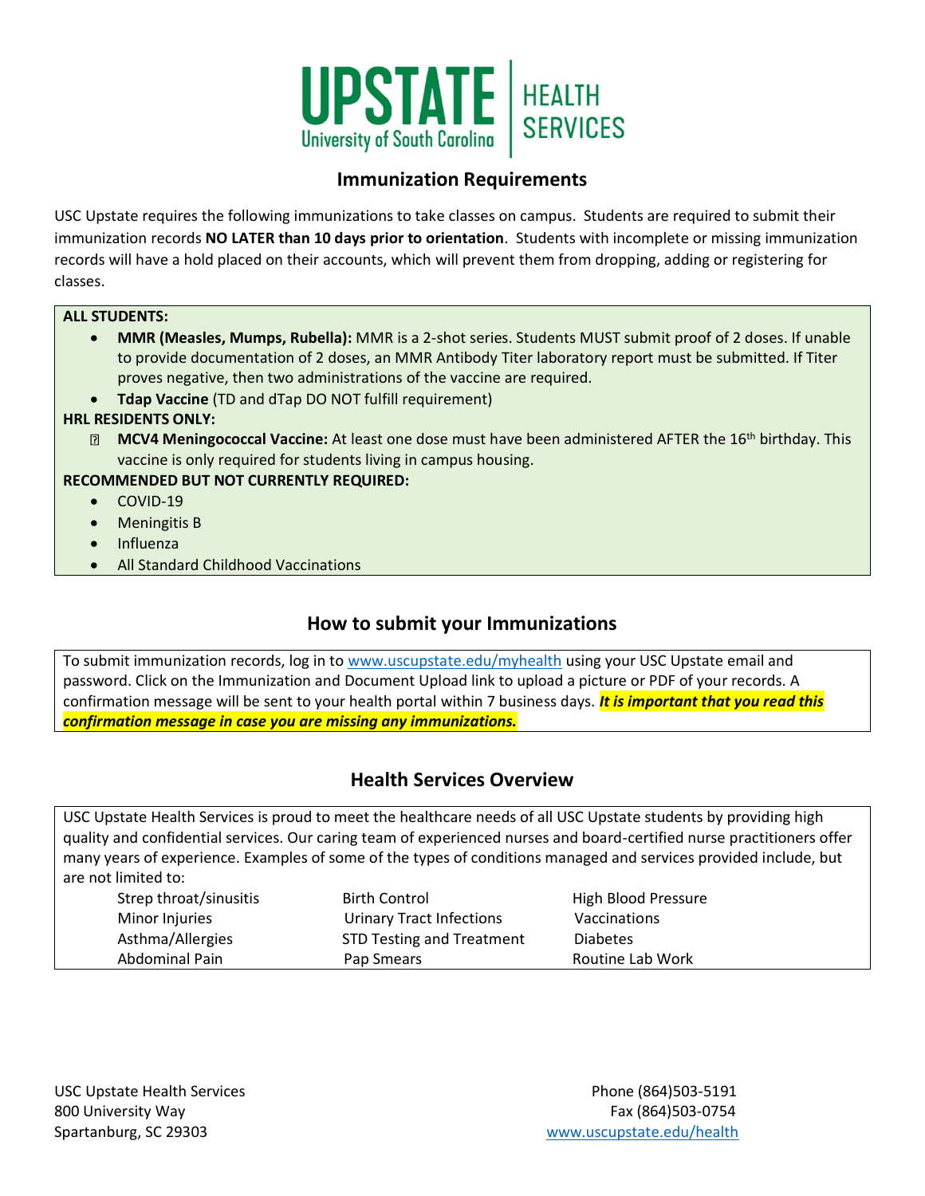# UPSTATE University of South Carolina | HEALTH SERVICES

## Immunization Requirements

USC Upstate requires the following immunizations to take classes on campus. Students are required to submit their immunization records **NO LATER than 10 days prior to orientation**. Students with incomplete or missing immunization records will have a hold placed on their accounts, which will prevent them from dropping, adding or registering for classes.

**ALL STUDENTS:**

- **MMR (Measles, Mumps, Rubella):** MMR is a 2-shot series. Students MUST submit proof of 2 doses. If unable to provide documentation of 2 doses, an MMR Antibody Titer laboratory report must be submitted. If Titer proves negative, then two administrations of the vaccine are required.
- **Tdap Vaccine** (TD and dTap DO NOT fulfill requirement)

**HRL RESIDENTS ONLY:**

- **MCV4 Meningococcal Vaccine:** At least one dose must have been administered AFTER the 16th birthday. This vaccine is only required for students living in campus housing.

**RECOMMENDED BUT NOT CURRENTLY REQUIRED:**

- COVID-19
- Meningitis B
- Influenza
- All Standard Childhood Vaccinations

## How to submit your Immunizations

To submit immunization records, log in to www.uscupstate.edu/myhealth using your USC Upstate email and password. Click on the Immunization and Document Upload link to upload a picture or PDF of your records. A confirmation message will be sent to your health portal within 7 business days. ***It is important that you read this confirmation message in case you are missing any immunizations.***

## Health Services Overview

USC Upstate Health Services is proud to meet the healthcare needs of all USC Upstate students by providing high quality and confidential services. Our caring team of experienced nurses and board-certified nurse practitioners offer many years of experience. Examples of some of the types of conditions managed and services provided include, but are not limited to:

| | | |
|---|---|---|
| Strep throat/sinusitis | Birth Control | High Blood Pressure |
| Minor Injuries | Urinary Tract Infections | Vaccinations |
| Asthma/Allergies | STD Testing and Treatment | Diabetes |
| Abdominal Pain | Pap Smears | Routine Lab Work |

USC Upstate Health Services
800 University Way
Spartanburg, SC 29303

Phone (864)503-5191
Fax (864)503-0754
www.uscupstate.edu/health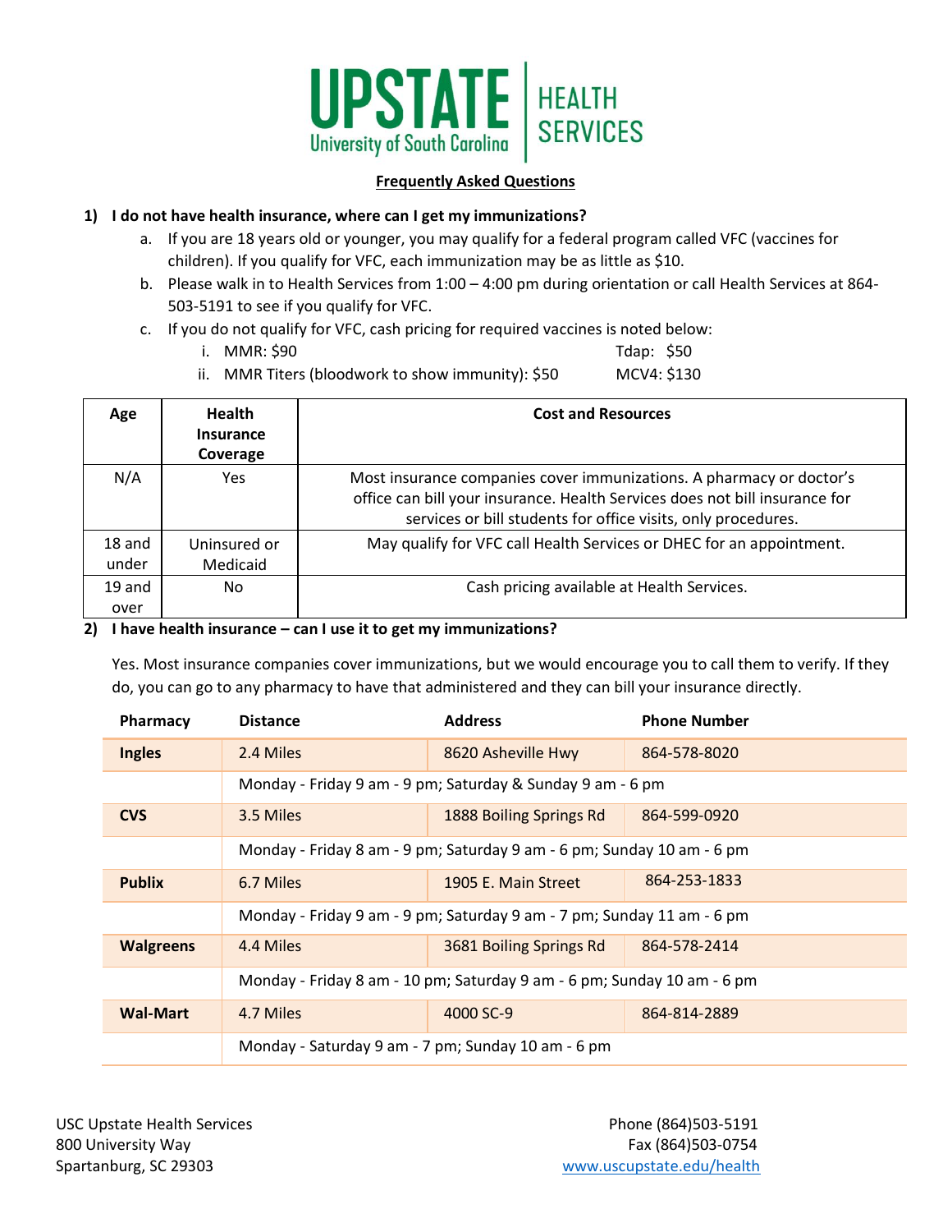**UPSTATE** University of South Carolina | HEALTH SERVICES

**Frequently Asked Questions**

1) **I do not have health insurance, where can I get my immunizations?**
   a. If you are 18 years old or younger, you may qualify for a federal program called VFC (vaccines for children). If you qualify for VFC, each immunization may be as little as $10.
   b. Please walk in to Health Services from 1:00 – 4:00 pm during orientation or call Health Services at 864-503-5191 to see if you qualify for VFC.
   c. If you do not qualify for VFC, cash pricing for required vaccines is noted below:
      i. MMR: $90 Tdap: $50
      ii. MMR Titers (bloodwork to show immunity): $50 MCV4: $130

| Age | Health Insurance Coverage | Cost and Resources |
|---|---|---|
| N/A | Yes | Most insurance companies cover immunizations. A pharmacy or doctor's office can bill your insurance. Health Services does not bill insurance for services or bill students for office visits, only procedures. |
| 18 and under | Uninsured or Medicaid | May qualify for VFC call Health Services or DHEC for an appointment. |
| 19 and over | No | Cash pricing available at Health Services. |

2) **I have health insurance – can I use it to get my immunizations?**

Yes. Most insurance companies cover immunizations, but we would encourage you to call them to verify. If they do, you can go to any pharmacy to have that administered and they can bill your insurance directly.

| Pharmacy | Distance | Address | Phone Number |
|---|---|---|---|
| **Ingles** | 2.4 Miles | 8620 Asheville Hwy | 864-578-8020 |
| | Monday - Friday 9 am - 9 pm; Saturday & Sunday 9 am - 6 pm | | |
| **CVS** | 3.5 Miles | 1888 Boiling Springs Rd | 864-599-0920 |
| | Monday - Friday 8 am - 9 pm; Saturday 9 am - 6 pm; Sunday 10 am - 6 pm | | |
| **Publix** | 6.7 Miles | 1905 E. Main Street | 864-253-1833 |
| | Monday - Friday 9 am - 9 pm; Saturday 9 am - 7 pm; Sunday 11 am - 6 pm | | |
| **Walgreens** | 4.4 Miles | 3681 Boiling Springs Rd | 864-578-2414 |
| | Monday - Friday 8 am - 10 pm; Saturday 9 am - 6 pm; Sunday 10 am - 6 pm | | |
| **Wal-Mart** | 4.7 Miles | 4000 SC-9 | 864-814-2889 |
| | Monday - Saturday 9 am - 7 pm; Sunday 10 am - 6 pm | | |

USC Upstate Health Services
800 University Way
Spartanburg, SC 29303

Phone (864)503-5191
Fax (864)503-0754
www.uscupstate.edu/health